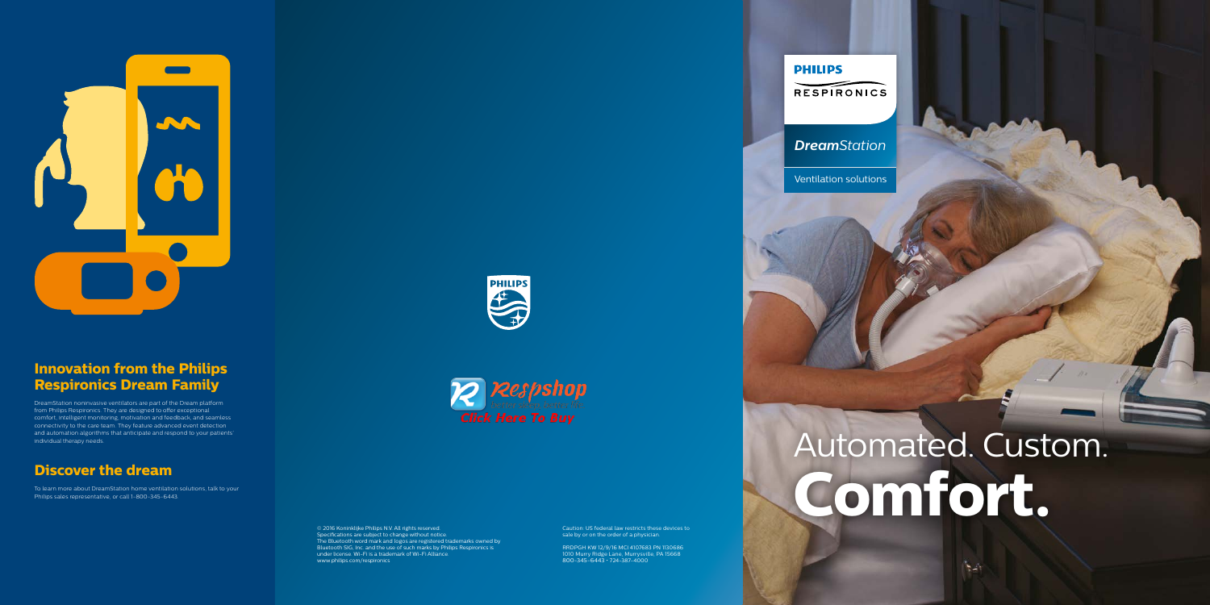## Innovation from the Philips Respironics Dream Family

DreamStation noninvasive ventilators are part of the Dream platform from Philips Respironics. They are designed to offer exceptional comfort, intelligent monitoring, motivation and feedback, and seamless connectivity to the care team. They feature advanced event detection and automation algorithms that anticipate and respond to your patients' individual therapy needs.

## Discover the dream

To learn more about DreamStation home ventilation solutions, talk to your Philips sales representative, or call 1-800-345-6443.

PHILIPS

Respshop

Click Here To Buy

© 2016 Koninklijke Philips N.V. All rights reserved.
Specifications are subject to change without notice.
The Bluetooth word mark and logos are registered trademarks owned by Bluetooth SIG, Inc. and the use of such marks by Philips Respironics is under license. Wi-Fi is a trademark of Wi-Fi Alliance.
www.philips.com/respironics

Caution: US federal law restricts these devices to sale by or on the order of a physician.

RRDPGH KW 12/9/16 MCI 4107683 PN 1130686
1010 Murry Ridge Lane, Murrysville, PA 15668
800-345-6443 • 724-387-4000

PHILIPS
RESPIRONICS

***Dream**Station*

Ventilation solutions

# Automated. Custom. **Comfort.**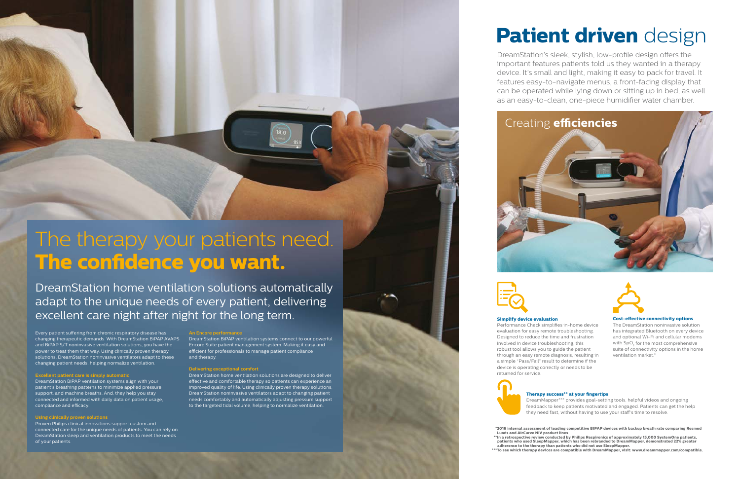# The therapy your patients need. **The confidence you want.**

DreamStation home ventilation solutions automatically adapt to the unique needs of every patient, delivering excellent care night after night for the long term.

Every patient suffering from chronic respiratory disease has changing therapeutic demands. With DreamStation BiPAP AVAPS and BiPAP S/T noninvasive ventilation solutions, you have the power to treat them that way. Using clinically proven therapy solutions, DreamStation noninvasive ventilators adapt to these changing patient needs, helping normalize ventilation.

### Excellent patient care is simply automatic

DreamStation BiPAP ventilation systems align with your patient's breathing patterns to minimize applied pressure support, and machine breaths. And, they help you stay connected and informed with daily data on patient usage, compliance and efficacy.

### Using clinically proven solutions

Proven Philips clinical innovations support custom and connected care for the unique needs of patients. You can rely on DreamStation sleep and ventilation products to meet the needs of your patients.

### An Encore performance

DreamStation BiPAP ventilation systems connect to our powerful Encore Suite patient management system. Making it easy and efficient for professionals to manage patient compliance and therapy.

### Delivering exceptional comfort

DreamStation home ventilation solutions are designed to deliver effective and comfortable therapy so patients can experience an improved quality of life. Using clinically proven therapy solutions, DreamStation noninvasive ventilators adapt to changing patient needs comfortably and automatically adjusting pressure support to the targeted tidal volume, helping to normalize ventilation.

# **Patient driven** design

DreamStation's sleek, stylish, low-profile design offers the important features patients told us they wanted in a therapy device. It's small and light, making it easy to pack for travel. It features easy-to-navigate menus, a front-facing display that can be operated while lying down or sitting up in bed, as well as an easy-to-clean, one-piece humidifier water chamber.

## Creating **efficiencies**

### Simplify device evaluation

Performance Check simplifies in-home device evaluation for easy remote troubleshooting. Designed to reduce the time and frustration involved in device troubleshooting, this robust tool allows you to guide the patient through an easy remote diagnosis, resulting in a simple "Pass/Fail" result to determine if the device is operating correctly or needs to be returned for service.

### Cost-effective connectivity options

The DreamStation noninvasive solution has integrated Bluetooth on every device and optional Wi-Fi and cellular modems with $SpO_2$ for the most comprehensive suite of connectivity options in the home ventilation market.*

### Therapy success** at your fingertips

DreamMapper*** provides goal-setting tools, helpful videos and ongoing feedback to keep patients motivated and engaged. Patients can get the help they need fast, without having to use your staff's time to resolve.

*2016 internal assessment of leading competitive BiPAP devices with backup breath rate comparing Resmed Lumis and AirCurve NIV product lines

**In a retrospective review conducted by Philips Respironics of approximately 15,000 SystemOne patients, patients who used SleepMapper, which has been rebranded to DreamMapper, demonstrated 22% greater adherence to the therapy than patients who did not use SleepMapper.

***To see which therapy devices are compatible with DreamMapper, visit: www.dreammapper.com/compatible.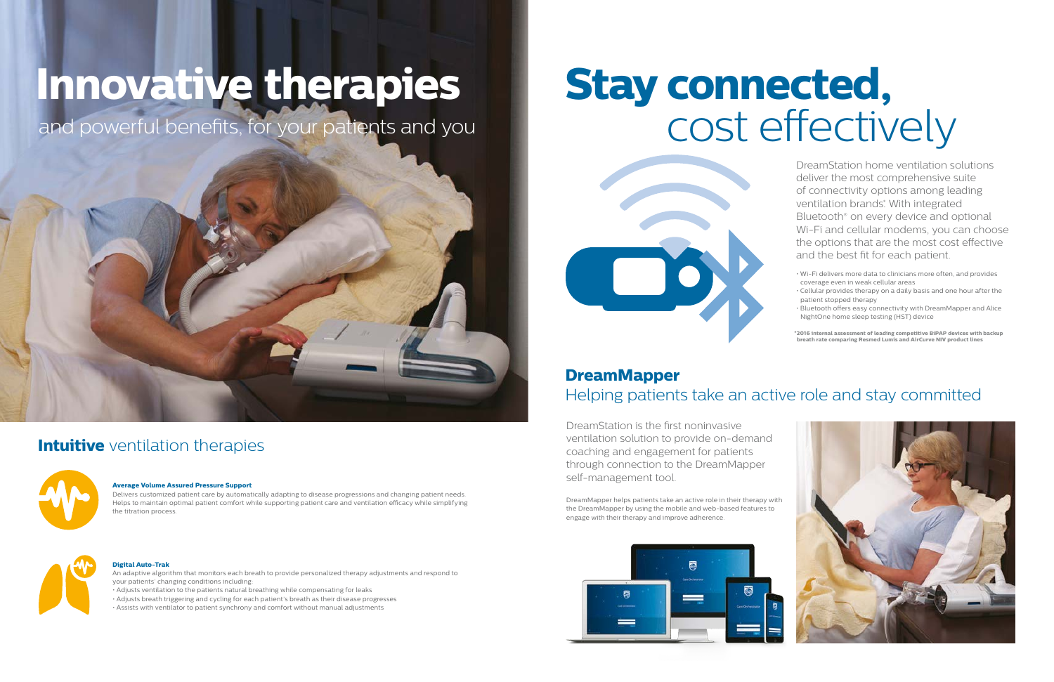# Innovative therapies

and powerful benefits, for your patients and you

## **Intuitive** ventilation therapies

**Average Volume Assured Pressure Support**

Delivers customized patient care by automatically adapting to disease progressions and changing patient needs. Helps to maintain optimal patient comfort while supporting patient care and ventilation efficacy while simplifying the titration process.

**Digital Auto-Trak**

An adaptive algorithm that monitors each breath to provide personalized therapy adjustments and respond to your patients' changing conditions including:

- Adjusts ventilation to the patients natural breathing while compensating for leaks
- Adjusts breath triggering and cycling for each patient's breath as their disease progresses
- Assists with ventilator to patient synchrony and comfort without manual adjustments

# Stay connected, cost effectively

DreamStation home ventilation solutions deliver the most comprehensive suite of connectivity options among leading ventilation brands*. With integrated Bluetooth® on every device and optional Wi-Fi and cellular modems, you can choose the options that are the most cost effective and the best fit for each patient.

- Wi-Fi delivers more data to clinicians more often, and provides coverage even in weak cellular areas
- Cellular provides therapy on a daily basis and one hour after the patient stopped therapy
- Bluetooth offers easy connectivity with DreamMapper and Alice NightOne home sleep testing (HST) device

**\*2016 internal assessment of leading competitive BiPAP devices with backup breath rate comparing Resmed Lumis and AirCurve NIV product lines**

## DreamMapper

Helping patients take an active role and stay committed

DreamStation is the first noninvasive ventilation solution to provide on-demand coaching and engagement for patients through connection to the DreamMapper self-management tool.

DreamMapper helps patients take an active role in their therapy with the DreamMapper by using the mobile and web-based features to engage with their therapy and improve adherence.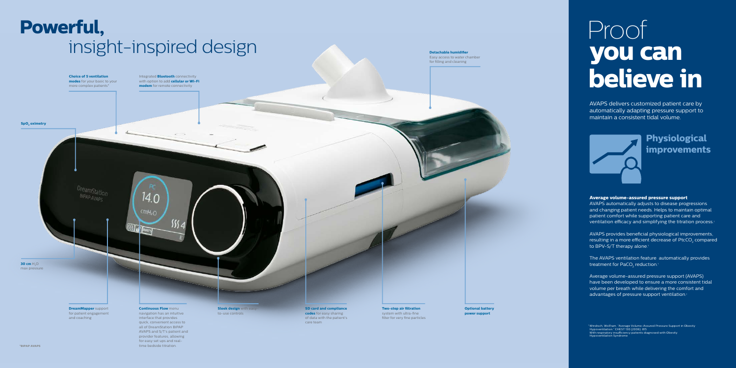# **Powerful,** insight-inspired design

**Choice of 5 ventilation modes** for your basic to your more complex patients*

Integrated **Bluetooth** connectivity with option to add **cellular or Wi-Fi modem** for remote connectivity

**Detachable humidifier**
Easy access to water chamber for filling and cleaning

**$SpO_2$ oximetry**

**30 cm** $H_2O$ max pressure

**DreamMapper** support for patient engagement and coaching

**Continuous Flow** menu navigation has an intuitive interface that provides quick, convenient access to all of DreamStation BiPAP AVAPS and S/T's patient and provider features, allowing for easy set ups and real-time bedside titration.

**Sleek design** with easy-to-use controls

**SD card and compliance codes** for easy sharing of data with the patient's care team

**Two-step air filtration** system with ultra-fine filter for very fine particles

**Optional battery power support**

*BiPAP AVAPS

# Proof **you can believe in**

AVAPS delivers customized patient care by automatically adapting pressure support to maintain a consistent tidal volume.

## Physiological improvements

**Average volume-assured pressure support**
AVAPS automatically adjusts to disease progressions and changing patient needs. Helps to maintain optimal patient comfort while supporting patient care and ventilation efficacy and simplifying the titration process.[1]

AVAPS provides beneficial physiological improvements, resulting in a more efficient decrease of $PtcCO_2$ compared to BPV-S/T therapy alone.[1]

The AVAPS ventilation feature automatically provides treatment for $PaCO_2$ reduction.[1]

Average volume-assured pressure support (AVAPS) have been developed to ensure a more consistent tidal volume per breath while delivering the comfort and advantages of pressure support ventilation.[1]

[1] Windisch, Wolfram. "Average Volume-Assured Pressure Support in Obesity Hypoventilation." CHEST 130 (2006): 815
With respiratory insufficiency patients diagnosed with Obesity Hypoventilation Syndrome